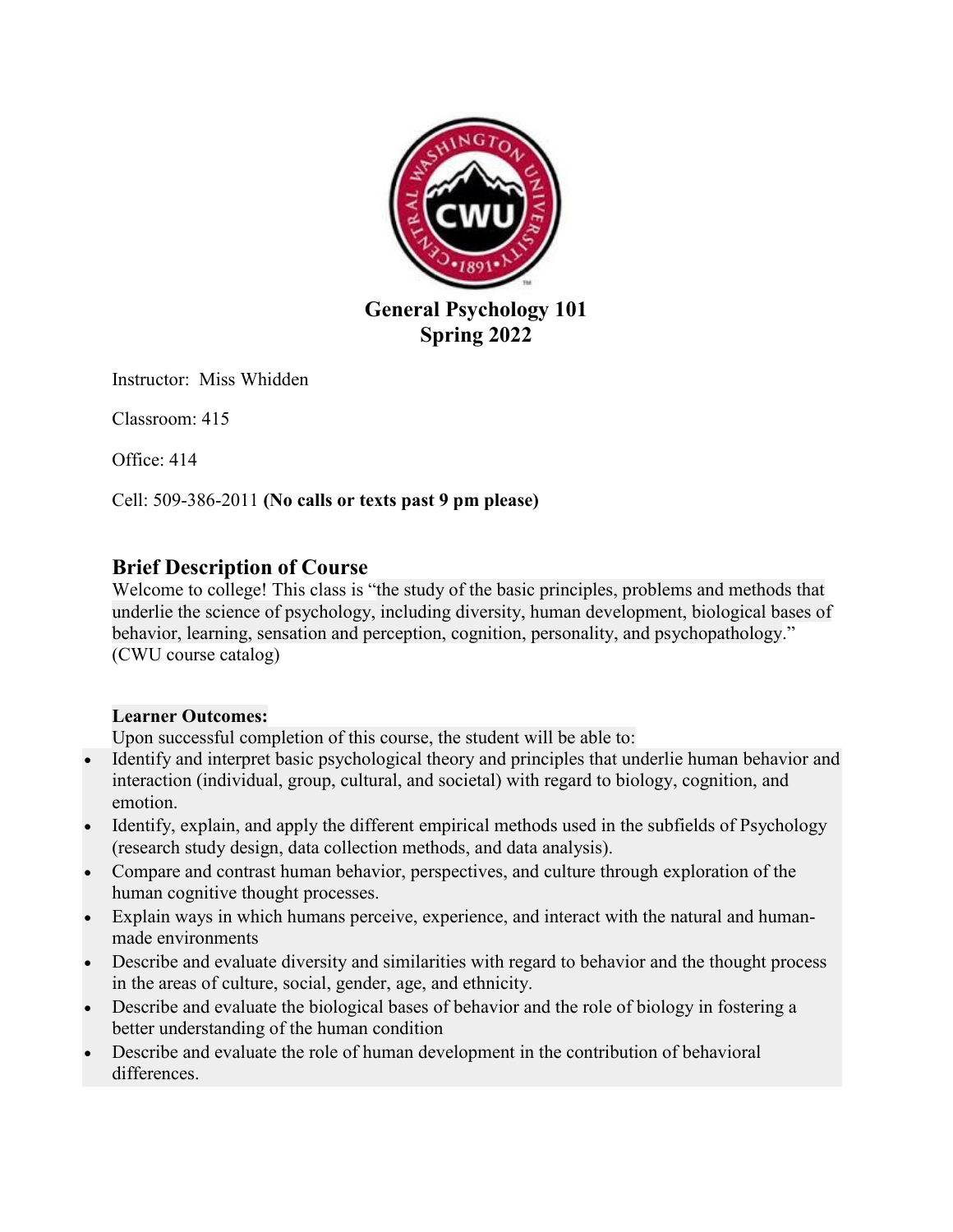# General Psychology 101
# Spring 2022

Instructor: Miss Whidden

Classroom: 415

Office: 414

Cell: 509-386-2011 **(No calls or texts past 9 pm please)**

## Brief Description of Course

Welcome to college! This class is "the study of the basic principles, problems and methods that underlie the science of psychology, including diversity, human development, biological bases of behavior, learning, sensation and perception, cognition, personality, and psychopathology." (CWU course catalog)

**Learner Outcomes:**

Upon successful completion of this course, the student will be able to:

- Identify and interpret basic psychological theory and principles that underlie human behavior and interaction (individual, group, cultural, and societal) with regard to biology, cognition, and emotion.
- Identify, explain, and apply the different empirical methods used in the subfields of Psychology (research study design, data collection methods, and data analysis).
- Compare and contrast human behavior, perspectives, and culture through exploration of the human cognitive thought processes.
- Explain ways in which humans perceive, experience, and interact with the natural and human-made environments
- Describe and evaluate diversity and similarities with regard to behavior and the thought process in the areas of culture, social, gender, age, and ethnicity.
- Describe and evaluate the biological bases of behavior and the role of biology in fostering a better understanding of the human condition
- Describe and evaluate the role of human development in the contribution of behavioral differences.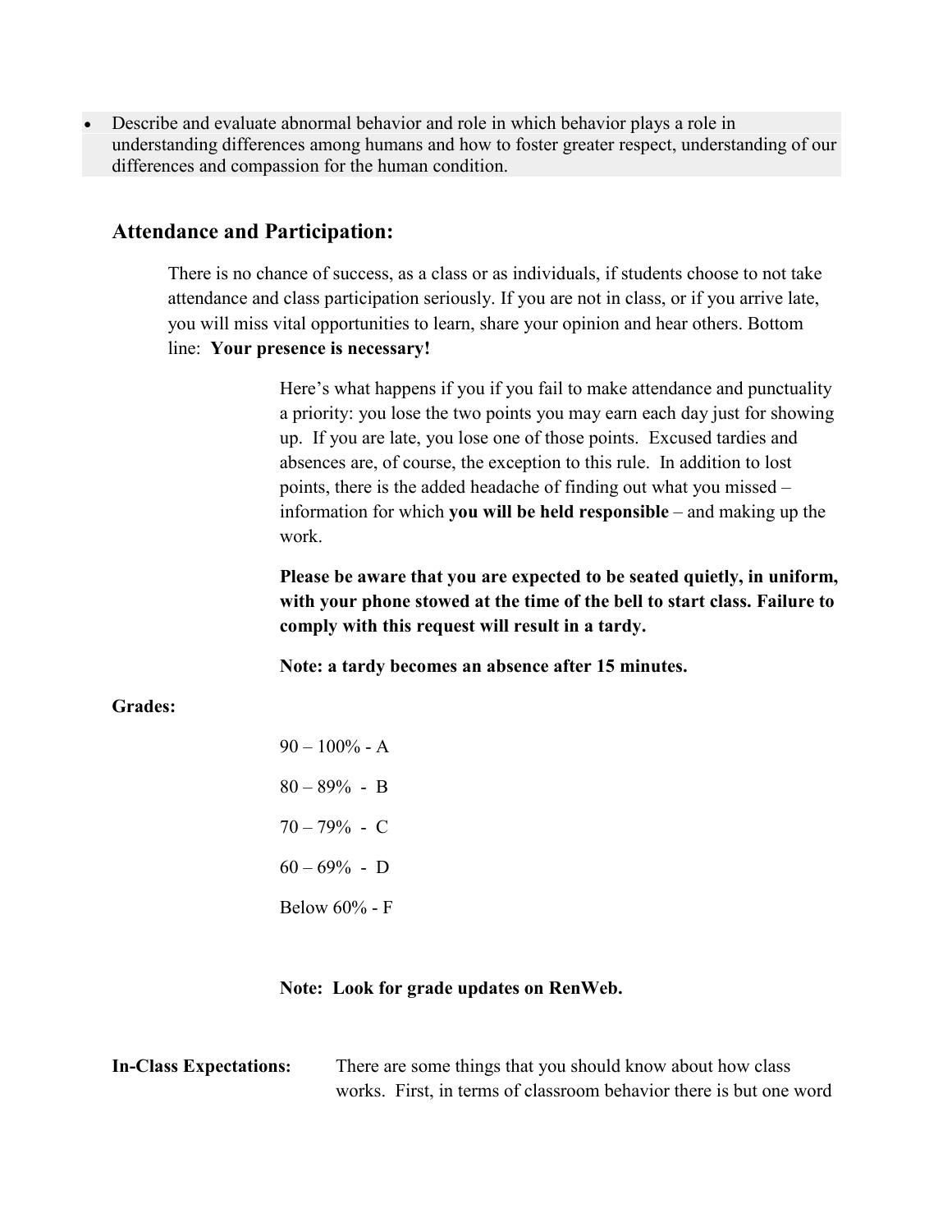- Describe and evaluate abnormal behavior and role in which behavior plays a role in understanding differences among humans and how to foster greater respect, understanding of our differences and compassion for the human condition.

## Attendance and Participation:

There is no chance of success, as a class or as individuals, if students choose to not take attendance and class participation seriously. If you are not in class, or if you arrive late, you will miss vital opportunities to learn, share your opinion and hear others. Bottom line: **Your presence is necessary!**

Here's what happens if you if you fail to make attendance and punctuality a priority: you lose the two points you may earn each day just for showing up. If you are late, you lose one of those points. Excused tardies and absences are, of course, the exception to this rule. In addition to lost points, there is the added headache of finding out what you missed – information for which **you will be held responsible** – and making up the work.

**Please be aware that you are expected to be seated quietly, in uniform, with your phone stowed at the time of the bell to start class. Failure to comply with this request will result in a tardy.**

**Note: a tardy becomes an absence after 15 minutes.**

**Grades:**

90 – 100% - A

80 – 89% - B

70 – 79% - C

60 – 69% - D

Below 60% - F

**Note: Look for grade updates on RenWeb.**

**In-Class Expectations:** There are some things that you should know about how class works. First, in terms of classroom behavior there is but one word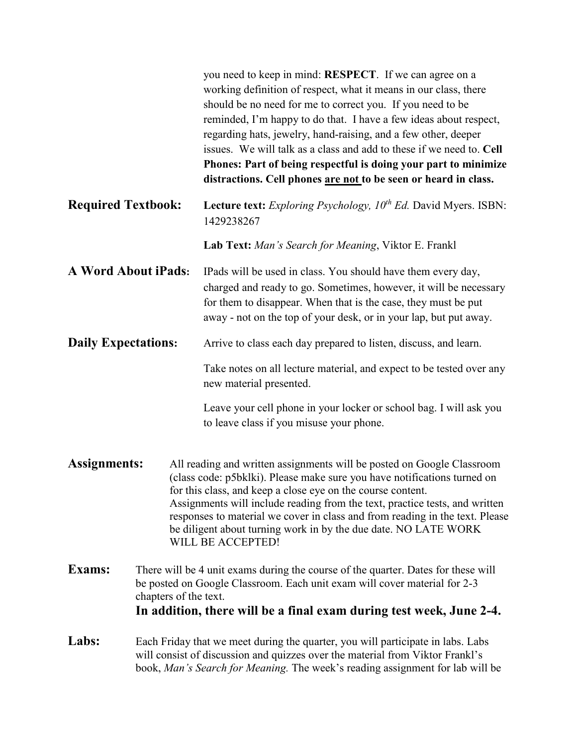you need to keep in mind: **RESPECT**. If we can agree on a working definition of respect, what it means in our class, there should be no need for me to correct you. If you need to be reminded, I'm happy to do that. I have a few ideas about respect, regarding hats, jewelry, hand-raising, and a few other, deeper issues. We will talk as a class and add to these if we need to. **Cell Phones: Part of being respectful is doing your part to minimize distractions. Cell phones <u>are not</u> to be seen or heard in class.**

## Required Textbook:

**Lecture text:** *Exploring Psychology, 10th Ed.* David Myers. ISBN: 1429238267

**Lab Text:** *Man's Search for Meaning*, Viktor E. Frankl

## A Word About iPads:

IPads will be used in class. You should have them every day, charged and ready to go. Sometimes, however, it will be necessary for them to disappear. When that is the case, they must be put away - not on the top of your desk, or in your lap, but put away.

## Daily Expectations:

Arrive to class each day prepared to listen, discuss, and learn.

Take notes on all lecture material, and expect to be tested over any new material presented.

Leave your cell phone in your locker or school bag. I will ask you to leave class if you misuse your phone.

## Assignments:

All reading and written assignments will be posted on Google Classroom (class code: p5bklki). Please make sure you have notifications turned on for this class, and keep a close eye on the course content. Assignments will include reading from the text, practice tests, and written responses to material we cover in class and from reading in the text. Please be diligent about turning work in by the due date. NO LATE WORK WILL BE ACCEPTED!

## Exams:

There will be 4 unit exams during the course of the quarter. Dates for these will be posted on Google Classroom. Each unit exam will cover material for 2-3 chapters of the text.

**In addition, there will be a final exam during test week, June 2-4.**

## Labs:

Each Friday that we meet during the quarter, you will participate in labs. Labs will consist of discussion and quizzes over the material from Viktor Frankl's book, *Man's Search for Meaning.* The week's reading assignment for lab will be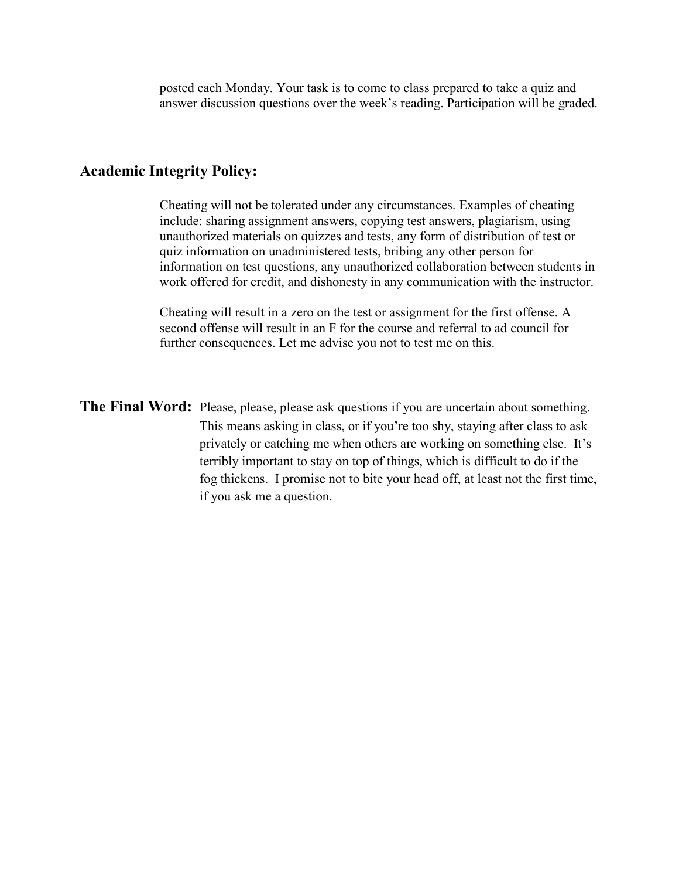posted each Monday. Your task is to come to class prepared to take a quiz and answer discussion questions over the week's reading. Participation will be graded.

## Academic Integrity Policy:

Cheating will not be tolerated under any circumstances. Examples of cheating include: sharing assignment answers, copying test answers, plagiarism, using unauthorized materials on quizzes and tests, any form of distribution of test or quiz information on unadministered tests, bribing any other person for information on test questions, any unauthorized collaboration between students in work offered for credit, and dishonesty in any communication with the instructor.

Cheating will result in a zero on the test or assignment for the first offense. A second offense will result in an F for the course and referral to ad council for further consequences. Let me advise you not to test me on this.

## The Final Word:

Please, please, please ask questions if you are uncertain about something. This means asking in class, or if you're too shy, staying after class to ask privately or catching me when others are working on something else. It's terribly important to stay on top of things, which is difficult to do if the fog thickens. I promise not to bite your head off, at least not the first time, if you ask me a question.